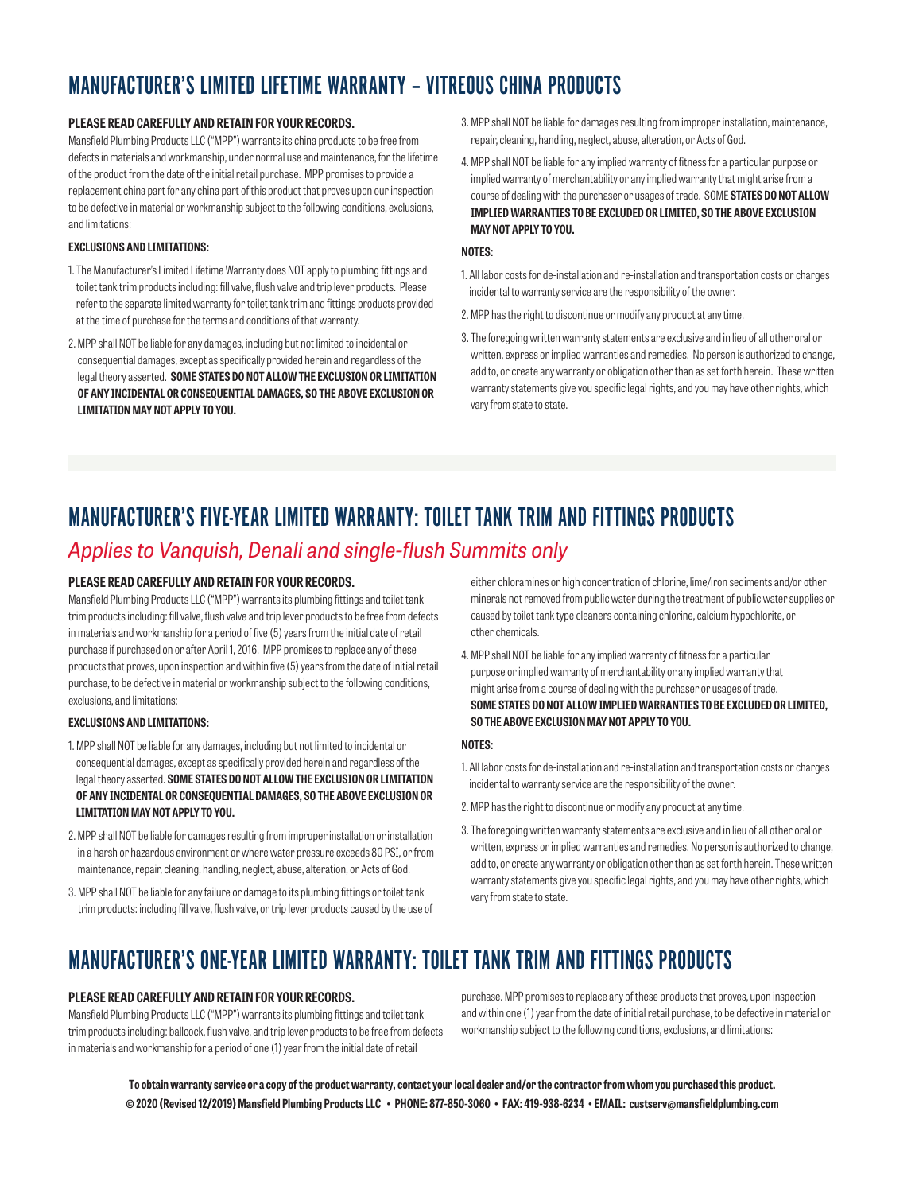# MANUFACTURER'S LIMITED LIFETIME WARRANTY – VITREOUS CHINA PRODUCTS

**PLEASE READ CAREFULLY AND RETAIN FOR YOUR RECORDS.**

Mansfield Plumbing Products LLC ("MPP") warrants its china products to be free from defects in materials and workmanship, under normal use and maintenance, for the lifetime of the product from the date of the initial retail purchase. MPP promises to provide a replacement china part for any china part of this product that proves upon our inspection to be defective in material or workmanship subject to the following conditions, exclusions, and limitations:

**EXCLUSIONS AND LIMITATIONS:**

1. The Manufacturer's Limited Lifetime Warranty does NOT apply to plumbing fittings and toilet tank trim products including: fill valve, flush valve and trip lever products. Please refer to the separate limited warranty for toilet tank trim and fittings products provided at the time of purchase for the terms and conditions of that warranty.
2. MPP shall NOT be liable for any damages, including but not limited to incidental or consequential damages, except as specifically provided herein and regardless of the legal theory asserted. **SOME STATES DO NOT ALLOW THE EXCLUSION OR LIMITATION OF ANY INCIDENTAL OR CONSEQUENTIAL DAMAGES, SO THE ABOVE EXCLUSION OR LIMITATION MAY NOT APPLY TO YOU.**
3. MPP shall NOT be liable for damages resulting from improper installation, maintenance, repair, cleaning, handling, neglect, abuse, alteration, or Acts of God.
4. MPP shall NOT be liable for any implied warranty of fitness for a particular purpose or implied warranty of merchantability or any implied warranty that might arise from a course of dealing with the purchaser or usages of trade. SOME **STATES DO NOT ALLOW IMPLIED WARRANTIES TO BE EXCLUDED OR LIMITED, SO THE ABOVE EXCLUSION MAY NOT APPLY TO YOU.**

**NOTES:**

1. All labor costs for de-installation and re-installation and transportation costs or charges incidental to warranty service are the responsibility of the owner.
2. MPP has the right to discontinue or modify any product at any time.
3. The foregoing written warranty statements are exclusive and in lieu of all other oral or written, express or implied warranties and remedies. No person is authorized to change, add to, or create any warranty or obligation other than as set forth herein. These written warranty statements give you specific legal rights, and you may have other rights, which vary from state to state.

# MANUFACTURER'S FIVE-YEAR LIMITED WARRANTY: TOILET TANK TRIM AND FITTINGS PRODUCTS

*Applies to Vanquish, Denali and single-flush Summits only*

**PLEASE READ CAREFULLY AND RETAIN FOR YOUR RECORDS.**

Mansfield Plumbing Products LLC ("MPP") warrants its plumbing fittings and toilet tank trim products including: fill valve, flush valve and trip lever products to be free from defects in materials and workmanship for a period of five (5) years from the initial date of retail purchase if purchased on or after April 1, 2016. MPP promises to replace any of these products that proves, upon inspection and within five (5) years from the date of initial retail purchase, to be defective in material or workmanship subject to the following conditions, exclusions, and limitations:

**EXCLUSIONS AND LIMITATIONS:**

1. MPP shall NOT be liable for any damages, including but not limited to incidental or consequential damages, except as specifically provided herein and regardless of the legal theory asserted. **SOME STATES DO NOT ALLOW THE EXCLUSION OR LIMITATION OF ANY INCIDENTAL OR CONSEQUENTIAL DAMAGES, SO THE ABOVE EXCLUSION OR LIMITATION MAY NOT APPLY TO YOU.**
2. MPP shall NOT be liable for damages resulting from improper installation or installation in a harsh or hazardous environment or where water pressure exceeds 80 PSI, or from maintenance, repair, cleaning, handling, neglect, abuse, alteration, or Acts of God.
3. MPP shall NOT be liable for any failure or damage to its plumbing fittings or toilet tank trim products: including fill valve, flush valve, or trip lever products caused by the use of either chloramines or high concentration of chlorine, lime/iron sediments and/or other minerals not removed from public water during the treatment of public water supplies or caused by toilet tank type cleaners containing chlorine, calcium hypochlorite, or other chemicals.
4. MPP shall NOT be liable for any implied warranty of fitness for a particular purpose or implied warranty of merchantability or any implied warranty that might arise from a course of dealing with the purchaser or usages of trade. **SOME STATES DO NOT ALLOW IMPLIED WARRANTIES TO BE EXCLUDED OR LIMITED, SO THE ABOVE EXCLUSION MAY NOT APPLY TO YOU.**

**NOTES:**

1. All labor costs for de-installation and re-installation and transportation costs or charges incidental to warranty service are the responsibility of the owner.
2. MPP has the right to discontinue or modify any product at any time.
3. The foregoing written warranty statements are exclusive and in lieu of all other oral or written, express or implied warranties and remedies. No person is authorized to change, add to, or create any warranty or obligation other than as set forth herein. These written warranty statements give you specific legal rights, and you may have other rights, which vary from state to state.

# MANUFACTURER'S ONE-YEAR LIMITED WARRANTY: TOILET TANK TRIM AND FITTINGS PRODUCTS

**PLEASE READ CAREFULLY AND RETAIN FOR YOUR RECORDS.**

Mansfield Plumbing Products LLC ("MPP") warrants its plumbing fittings and toilet tank trim products including: ballcock, flush valve, and trip lever products to be free from defects in materials and workmanship for a period of one (1) year from the initial date of retail purchase. MPP promises to replace any of these products that proves, upon inspection and within one (1) year from the date of initial retail purchase, to be defective in material or workmanship subject to the following conditions, exclusions, and limitations:

**To obtain warranty service or a copy of the product warranty, contact your local dealer and/or the contractor from whom you purchased this product.**

**© 2020 (Revised 12/2019) Mansfield Plumbing Products LLC • PHONE: 877-850-3060 • FAX: 419-938-6234 • EMAIL: custserv@mansfieldplumbing.com**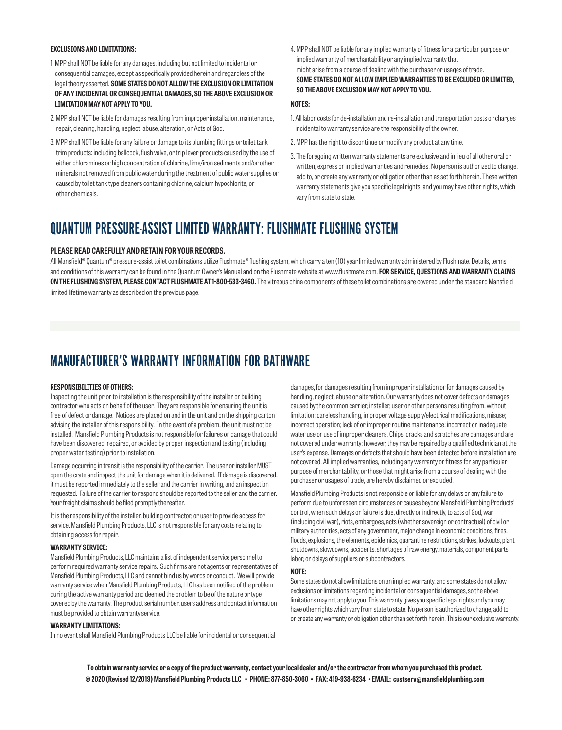**EXCLUSIONS AND LIMITATIONS:**

1. MPP shall NOT be liable for any damages, including but not limited to incidental or consequential damages, except as specifically provided herein and regardless of the legal theory asserted. **SOME STATES DO NOT ALLOW THE EXCLUSION OR LIMITATION OF ANY INCIDENTAL OR CONSEQUENTIAL DAMAGES, SO THE ABOVE EXCLUSION OR LIMITATION MAY NOT APPLY TO YOU.**
2. MPP shall NOT be liable for damages resulting from improper installation, maintenance, repair, cleaning, handling, neglect, abuse, alteration, or Acts of God.
3. MPP shall NOT be liable for any failure or damage to its plumbing fittings or toilet tank trim products: including ballcock, flush valve, or trip lever products caused by the use of either chloramines or high concentration of chlorine, lime/iron sediments and/or other minerals not removed from public water during the treatment of public water supplies or caused by toilet tank type cleaners containing chlorine, calcium hypochlorite, or other chemicals.
4. MPP shall NOT be liable for any implied warranty of fitness for a particular purpose or implied warranty of merchantability or any implied warranty that might arise from a course of dealing with the purchaser or usages of trade. **SOME STATES DO NOT ALLOW IMPLIED WARRANTIES TO BE EXCLUDED OR LIMITED, SO THE ABOVE EXCLUSION MAY NOT APPLY TO YOU.**

**NOTES:**

1. All labor costs for de-installation and re-installation and transportation costs or charges incidental to warranty service are the responsibility of the owner.
2. MPP has the right to discontinue or modify any product at any time.
3. The foregoing written warranty statements are exclusive and in lieu of all other oral or written, express or implied warranties and remedies. No person is authorized to change, add to, or create any warranty or obligation other than as set forth herein. These written warranty statements give you specific legal rights, and you may have other rights, which vary from state to state.

## QUANTUM PRESSURE-ASSIST LIMITED WARRANTY: FLUSHMATE FLUSHING SYSTEM

**PLEASE READ CAREFULLY AND RETAIN FOR YOUR RECORDS.**

All Mansfield® Quantum® pressure-assist toilet combinations utilize Flushmate® flushing system, which carry a ten (10) year limited warranty administered by Flushmate. Details, terms and conditions of this warranty can be found in the Quantum Owner's Manual and on the Flushmate website at www.flushmate.com. **FOR SERVICE, QUESTIONS AND WARRANTY CLAIMS ON THE FLUSHING SYSTEM, PLEASE CONTACT FLUSHMATE AT 1-800-533-3460.** The vitreous china components of these toilet combinations are covered under the standard Mansfield limited lifetime warranty as described on the previous page.

## MANUFACTURER'S WARRANTY INFORMATION FOR BATHWARE

**RESPONSIBILITIES OF OTHERS:**

Inspecting the unit prior to installation is the responsibility of the installer or building contractor who acts on behalf of the user. They are responsible for ensuring the unit is free of defect or damage. Notices are placed on and in the unit and on the shipping carton advising the installer of this responsibility. In the event of a problem, the unit must not be installed. Mansfield Plumbing Products is not responsible for failures or damage that could have been discovered, repaired, or avoided by proper inspection and testing (including proper water testing) prior to installation.

Damage occurring in transit is the responsibility of the carrier. The user or installer MUST open the crate and inspect the unit for damage when it is delivered. If damage is discovered, it must be reported immediately to the seller and the carrier in writing, and an inspection requested. Failure of the carrier to respond should be reported to the seller and the carrier. Your freight claims should be filed promptly thereafter.

It is the responsibility of the installer, building contractor, or user to provide access for service. Mansfield Plumbing Products, LLC is not responsible for any costs relating to obtaining access for repair.

**WARRANTY SERVICE:**

Mansfield Plumbing Products, LLC maintains a list of independent service personnel to perform required warranty service repairs. Such firms are not agents or representatives of Mansfield Plumbing Products, LLC and cannot bind us by words or conduct. We will provide warranty service when Mansfield Plumbing Products, LLC has been notified of the problem during the active warranty period and deemed the problem to be of the nature or type covered by the warranty. The product serial number, users address and contact information must be provided to obtain warranty service.

**WARRANTY LIMITATIONS:**

In no event shall Mansfield Plumbing Products LLC be liable for incidental or consequential damages, for damages resulting from improper installation or for damages caused by handling, neglect, abuse or alteration. Our warranty does not cover defects or damages caused by the common carrier, installer, user or other persons resulting from, without limitation: careless handling, improper voltage supply/electrical modifications, misuse; incorrect operation; lack of or improper routine maintenance; incorrect or inadequate water use or use of improper cleaners. Chips, cracks and scratches are damages and are not covered under warranty; however, they may be repaired by a qualified technician at the user's expense. Damages or defects that should have been detected before installation are not covered. All implied warranties, including any warranty or fitness for any particular purpose of merchantability, or those that might arise from a course of dealing with the purchaser or usages of trade, are hereby disclaimed or excluded.

Mansfield Plumbing Products is not responsible or liable for any delays or any failure to perform due to unforeseen circumstances or causes beyond Mansfield Plumbing Products' control, when such delays or failure is due, directly or indirectly, to acts of God, war (including civil war), riots, embargoes, acts (whether sovereign or contractual) of civil or military authorities, acts of any government, major change in economic conditions, fires, floods, explosions, the elements, epidemics, quarantine restrictions, strikes, lockouts, plant shutdowns, slowdowns, accidents, shortages of raw energy, materials, component parts, labor, or delays of suppliers or subcontractors.

**NOTE:**

Some states do not allow limitations on an implied warranty, and some states do not allow exclusions or limitations regarding incidental or consequential damages, so the above limitations may not apply to you. This warranty gives you specific legal rights and you may have other rights which vary from state to state. No person is authorized to change, add to, or create any warranty or obligation other than set forth herein. This is our exclusive warranty.

**To obtain warranty service or a copy of the product warranty, contact your local dealer and/or the contractor from whom you purchased this product.**

**© 2020 (Revised 12/2019) Mansfield Plumbing Products LLC • PHONE: 877-850-3060 • FAX: 419-938-6234 • EMAIL: custserv@mansfieldplumbing.com**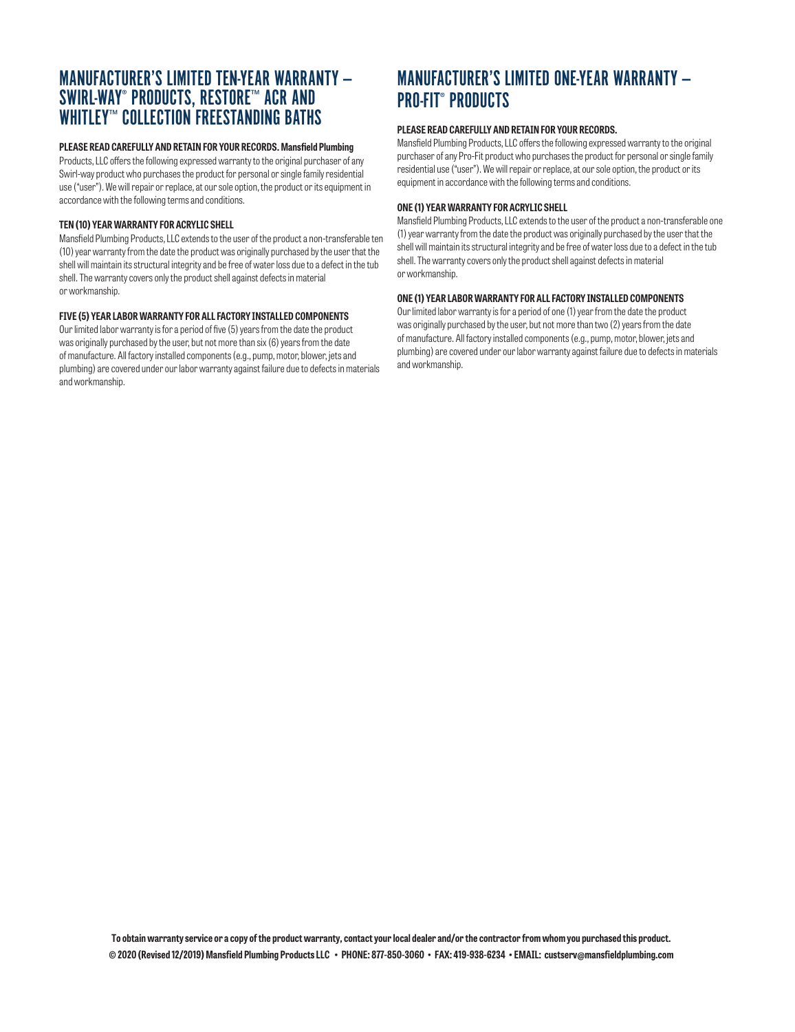## MANUFACTURER'S LIMITED TEN-YEAR WARRANTY – SWIRL-WAY® PRODUCTS, RESTORE™ ACR AND WHITLEY™ COLLECTION FREESTANDING BATHS

**PLEASE READ CAREFULLY AND RETAIN FOR YOUR RECORDS.** **Mansfield Plumbing** Products, LLC offers the following expressed warranty to the original purchaser of any Swirl-way product who purchases the product for personal or single family residential use ("user"). We will repair or replace, at our sole option, the product or its equipment in accordance with the following terms and conditions.

**TEN (10) YEAR WARRANTY FOR ACRYLIC SHELL**

Mansfield Plumbing Products, LLC extends to the user of the product a non-transferable ten (10) year warranty from the date the product was originally purchased by the user that the shell will maintain its structural integrity and be free of water loss due to a defect in the tub shell. The warranty covers only the product shell against defects in material or workmanship.

**FIVE (5) YEAR LABOR WARRANTY FOR ALL FACTORY INSTALLED COMPONENTS**

Our limited labor warranty is for a period of five (5) years from the date the product was originally purchased by the user, but not more than six (6) years from the date of manufacture. All factory installed components (e.g., pump, motor, blower, jets and plumbing) are covered under our labor warranty against failure due to defects in materials and workmanship.

## MANUFACTURER'S LIMITED ONE-YEAR WARRANTY – PRO-FIT® PRODUCTS

**PLEASE READ CAREFULLY AND RETAIN FOR YOUR RECORDS.**

Mansfield Plumbing Products, LLC offers the following expressed warranty to the original purchaser of any Pro-Fit product who purchases the product for personal or single family residential use ("user"). We will repair or replace, at our sole option, the product or its equipment in accordance with the following terms and conditions.

**ONE (1) YEAR WARRANTY FOR ACRYLIC SHELL**

Mansfield Plumbing Products, LLC extends to the user of the product a non-transferable one (1) year warranty from the date the product was originally purchased by the user that the shell will maintain its structural integrity and be free of water loss due to a defect in the tub shell. The warranty covers only the product shell against defects in material or workmanship.

**ONE (1) YEAR LABOR WARRANTY FOR ALL FACTORY INSTALLED COMPONENTS**

Our limited labor warranty is for a period of one (1) year from the date the product was originally purchased by the user, but not more than two (2) years from the date of manufacture. All factory installed components (e.g., pump, motor, blower, jets and plumbing) are covered under our labor warranty against failure due to defects in materials and workmanship.

**To obtain warranty service or a copy of the product warranty, contact your local dealer and/or the contractor from whom you purchased this product.**

**© 2020 (Revised 12/2019) Mansfield Plumbing Products LLC • PHONE: 877-850-3060 • FAX: 419-938-6234 • EMAIL: custserv@mansfieldplumbing.com**